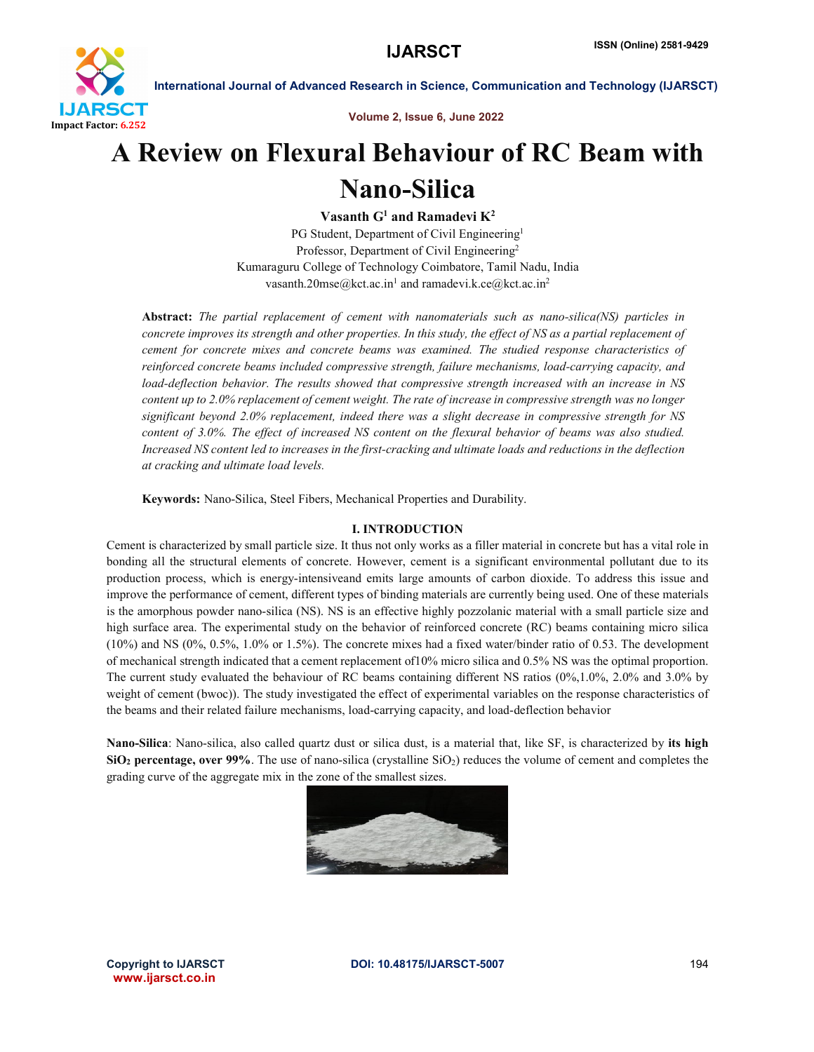# A Review on Flexural Behaviour of RC Beam with Nano-Silica

**Vasanth G[1] and Ramadevi K[2]**

PG Student, Department of Civil Engineering[1]
Professor, Department of Civil Engineering[2]
Kumaraguru College of Technology Coimbatore, Tamil Nadu, India
vasanth.20mse@kct.ac.in[1] and ramadevi.k.ce@kct.ac.in[2]

**Abstract:** *The partial replacement of cement with nanomaterials such as nano-silica(NS) particles in concrete improves its strength and other properties. In this study, the effect of NS as a partial replacement of cement for concrete mixes and concrete beams was examined. The studied response characteristics of reinforced concrete beams included compressive strength, failure mechanisms, load-carrying capacity, and load-deflection behavior. The results showed that compressive strength increased with an increase in NS content up to 2.0% replacement of cement weight. The rate of increase in compressive strength was no longer significant beyond 2.0% replacement, indeed there was a slight decrease in compressive strength for NS content of 3.0%. The effect of increased NS content on the flexural behavior of beams was also studied. Increased NS content led to increases in the first-cracking and ultimate loads and reductions in the deflection at cracking and ultimate load levels.*

**Keywords:** Nano-Silica, Steel Fibers, Mechanical Properties and Durability.

## I. INTRODUCTION

Cement is characterized by small particle size. It thus not only works as a filler material in concrete but has a vital role in bonding all the structural elements of concrete. However, cement is a significant environmental pollutant due to its production process, which is energy-intensiveand emits large amounts of carbon dioxide. To address this issue and improve the performance of cement, different types of binding materials are currently being used. One of these materials is the amorphous powder nano-silica (NS). NS is an effective highly pozzolanic material with a small particle size and high surface area. The experimental study on the behavior of reinforced concrete (RC) beams containing micro silica (10%) and NS (0%, 0.5%, 1.0% or 1.5%). The concrete mixes had a fixed water/binder ratio of 0.53. The development of mechanical strength indicated that a cement replacement of10% micro silica and 0.5% NS was the optimal proportion. The current study evaluated the behaviour of RC beams containing different NS ratios (0%,1.0%, 2.0% and 3.0% by weight of cement (bwoc)). The study investigated the effect of experimental variables on the response characteristics of the beams and their related failure mechanisms, load-carrying capacity, and load-deflection behavior

**Nano-Silica**: Nano-silica, also called quartz dust or silica dust, is a material that, like SF, is characterized by **its high $SiO_2$ percentage, over 99%**. The use of nano-silica (crystalline $SiO_2$) reduces the volume of cement and completes the grading curve of the aggregate mix in the zone of the smallest sizes.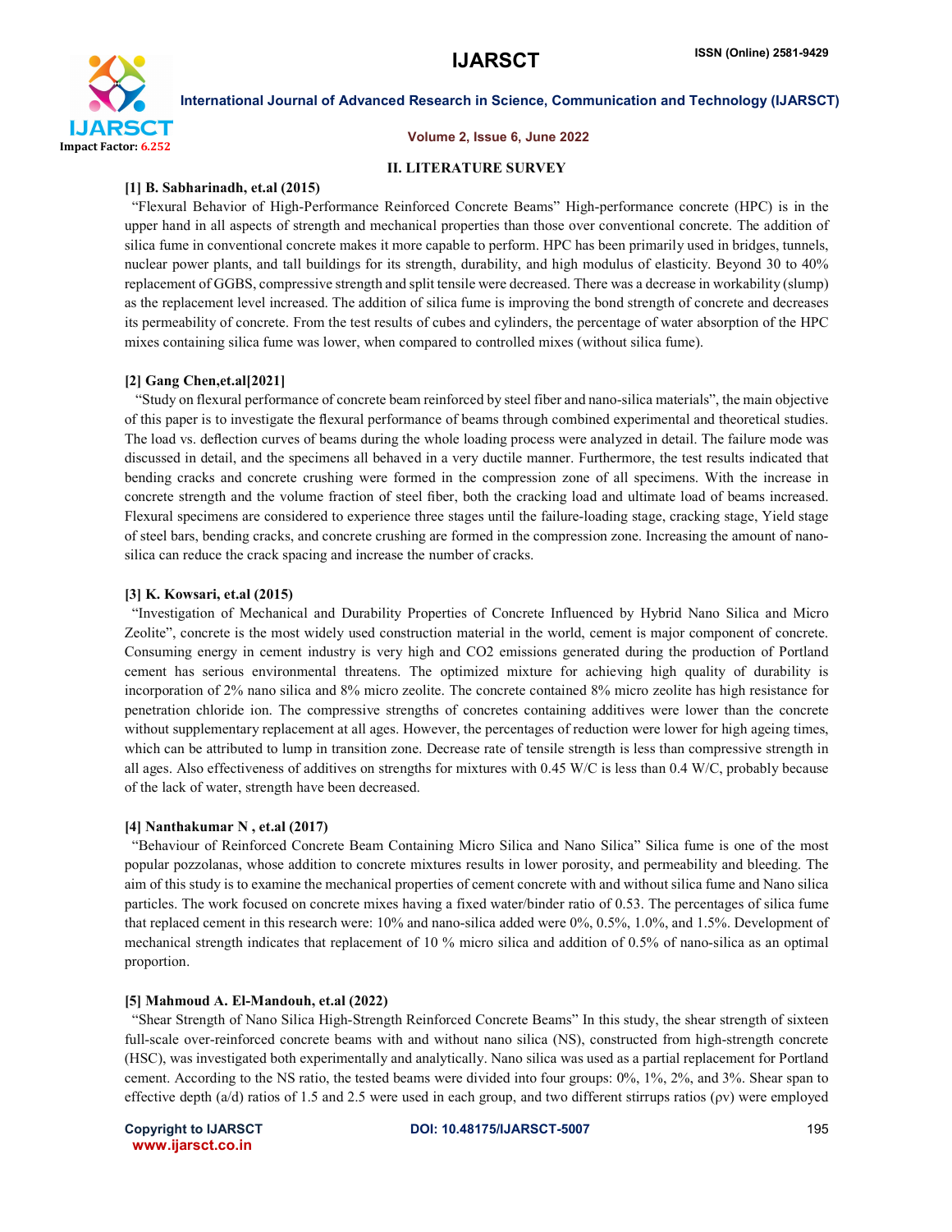## II. LITERATURE SURVEY

**[1] B. Sabharinadh, et.al (2015)**

"Flexural Behavior of High-Performance Reinforced Concrete Beams" High-performance concrete (HPC) is in the upper hand in all aspects of strength and mechanical properties than those over conventional concrete. The addition of silica fume in conventional concrete makes it more capable to perform. HPC has been primarily used in bridges, tunnels, nuclear power plants, and tall buildings for its strength, durability, and high modulus of elasticity. Beyond 30 to 40% replacement of GGBS, compressive strength and split tensile were decreased. There was a decrease in workability (slump) as the replacement level increased. The addition of silica fume is improving the bond strength of concrete and decreases its permeability of concrete. From the test results of cubes and cylinders, the percentage of water absorption of the HPC mixes containing silica fume was lower, when compared to controlled mixes (without silica fume).

**[2] Gang Chen,et.al[2021]**

"Study on flexural performance of concrete beam reinforced by steel fiber and nano-silica materials", the main objective of this paper is to investigate the flexural performance of beams through combined experimental and theoretical studies. The load vs. deflection curves of beams during the whole loading process were analyzed in detail. The failure mode was discussed in detail, and the specimens all behaved in a very ductile manner. Furthermore, the test results indicated that bending cracks and concrete crushing were formed in the compression zone of all specimens. With the increase in concrete strength and the volume fraction of steel fiber, both the cracking load and ultimate load of beams increased. Flexural specimens are considered to experience three stages until the failure-loading stage, cracking stage, Yield stage of steel bars, bending cracks, and concrete crushing are formed in the compression zone. Increasing the amount of nano-silica can reduce the crack spacing and increase the number of cracks.

**[3] K. Kowsari, et.al (2015)**

"Investigation of Mechanical and Durability Properties of Concrete Influenced by Hybrid Nano Silica and Micro Zeolite", concrete is the most widely used construction material in the world, cement is major component of concrete. Consuming energy in cement industry is very high and CO2 emissions generated during the production of Portland cement has serious environmental threatens. The optimized mixture for achieving high quality of durability is incorporation of 2% nano silica and 8% micro zeolite. The concrete contained 8% micro zeolite has high resistance for penetration chloride ion. The compressive strengths of concretes containing additives were lower than the concrete without supplementary replacement at all ages. However, the percentages of reduction were lower for high ageing times, which can be attributed to lump in transition zone. Decrease rate of tensile strength is less than compressive strength in all ages. Also effectiveness of additives on strengths for mixtures with 0.45 W/C is less than 0.4 W/C, probably because of the lack of water, strength have been decreased.

**[4] Nanthakumar N , et.al (2017)**

"Behaviour of Reinforced Concrete Beam Containing Micro Silica and Nano Silica" Silica fume is one of the most popular pozzolanas, whose addition to concrete mixtures results in lower porosity, and permeability and bleeding. The aim of this study is to examine the mechanical properties of cement concrete with and without silica fume and Nano silica particles. The work focused on concrete mixes having a fixed water/binder ratio of 0.53. The percentages of silica fume that replaced cement in this research were: 10% and nano-silica added were 0%, 0.5%, 1.0%, and 1.5%. Development of mechanical strength indicates that replacement of 10 % micro silica and addition of 0.5% of nano-silica as an optimal proportion.

**[5] Mahmoud A. El-Mandouh, et.al (2022)**

"Shear Strength of Nano Silica High-Strength Reinforced Concrete Beams" In this study, the shear strength of sixteen full-scale over-reinforced concrete beams with and without nano silica (NS), constructed from high-strength concrete (HSC), was investigated both experimentally and analytically. Nano silica was used as a partial replacement for Portland cement. According to the NS ratio, the tested beams were divided into four groups: 0%, 1%, 2%, and 3%. Shear span to effective depth (a/d) ratios of 1.5 and 2.5 were used in each group, and two different stirrups ratios ($\rho v$) were employed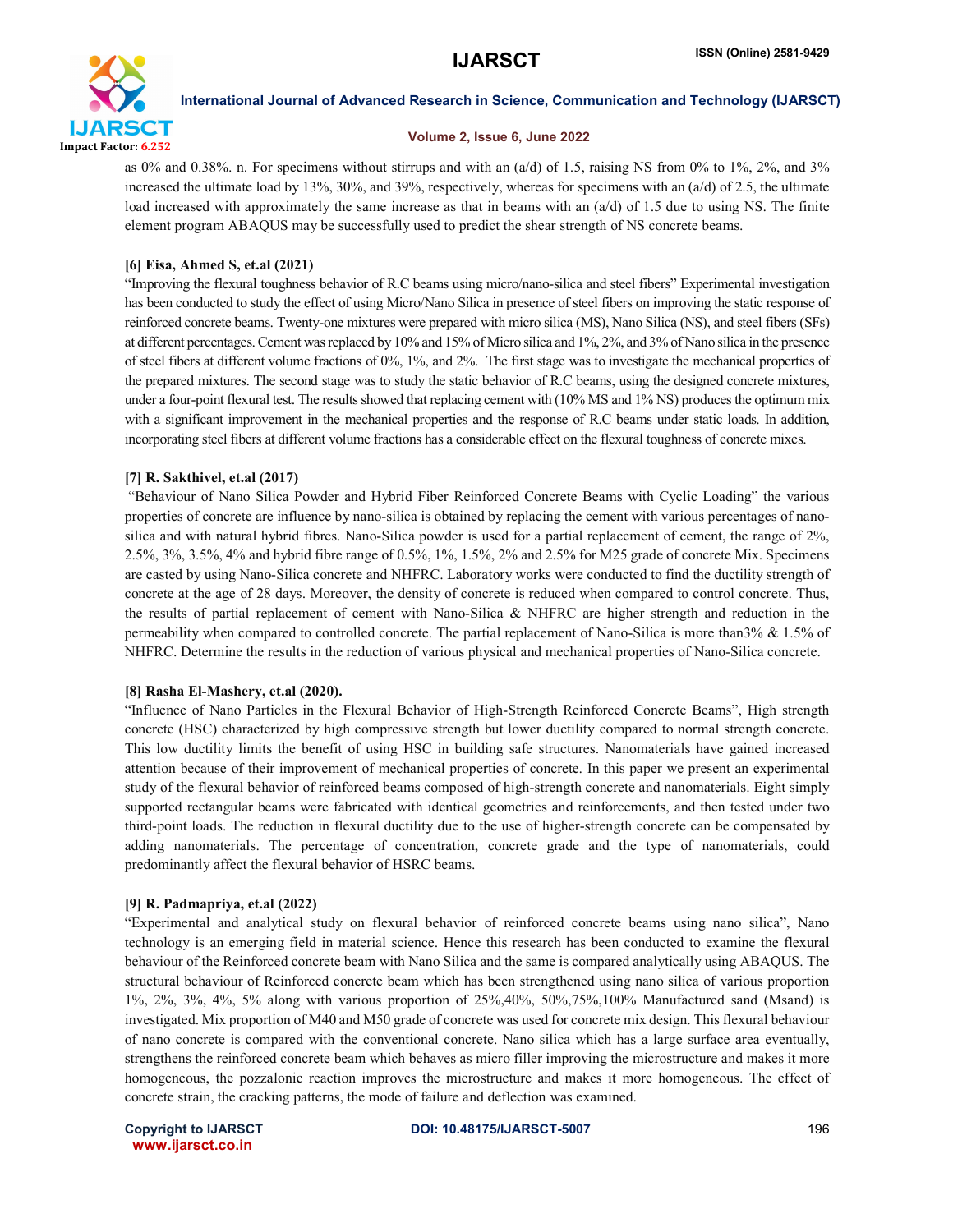as 0% and 0.38%. n. For specimens without stirrups and with an (a/d) of 1.5, raising NS from 0% to 1%, 2%, and 3% increased the ultimate load by 13%, 30%, and 39%, respectively, whereas for specimens with an (a/d) of 2.5, the ultimate load increased with approximately the same increase as that in beams with an (a/d) of 1.5 due to using NS. The finite element program ABAQUS may be successfully used to predict the shear strength of NS concrete beams.

**[6] Eisa, Ahmed S, et.al (2021)**

"Improving the flexural toughness behavior of R.C beams using micro/nano-silica and steel fibers" Experimental investigation has been conducted to study the effect of using Micro/Nano Silica in presence of steel fibers on improving the static response of reinforced concrete beams. Twenty-one mixtures were prepared with micro silica (MS), Nano Silica (NS), and steel fibers (SFs) at different percentages. Cement was replaced by 10% and 15% of Micro silica and 1%, 2%, and 3% of Nano silica in the presence of steel fibers at different volume fractions of 0%, 1%, and 2%. The first stage was to investigate the mechanical properties of the prepared mixtures. The second stage was to study the static behavior of R.C beams, using the designed concrete mixtures, under a four-point flexural test. The results showed that replacing cement with (10% MS and 1% NS) produces the optimum mix with a significant improvement in the mechanical properties and the response of R.C beams under static loads. In addition, incorporating steel fibers at different volume fractions has a considerable effect on the flexural toughness of concrete mixes.

**[7] R. Sakthivel, et.al (2017)**

"Behaviour of Nano Silica Powder and Hybrid Fiber Reinforced Concrete Beams with Cyclic Loading" the various properties of concrete are influence by nano-silica is obtained by replacing the cement with various percentages of nano-silica and with natural hybrid fibres. Nano-Silica powder is used for a partial replacement of cement, the range of 2%, 2.5%, 3%, 3.5%, 4% and hybrid fibre range of 0.5%, 1%, 1.5%, 2% and 2.5% for M25 grade of concrete Mix. Specimens are casted by using Nano-Silica concrete and NHFRC. Laboratory works were conducted to find the ductility strength of concrete at the age of 28 days. Moreover, the density of concrete is reduced when compared to control concrete. Thus, the results of partial replacement of cement with Nano-Silica & NHFRC are higher strength and reduction in the permeability when compared to controlled concrete. The partial replacement of Nano-Silica is more than3% & 1.5% of NHFRC. Determine the results in the reduction of various physical and mechanical properties of Nano-Silica concrete.

**[8] Rasha El-Mashery, et.al (2020).**

"Influence of Nano Particles in the Flexural Behavior of High-Strength Reinforced Concrete Beams", High strength concrete (HSC) characterized by high compressive strength but lower ductility compared to normal strength concrete. This low ductility limits the benefit of using HSC in building safe structures. Nanomaterials have gained increased attention because of their improvement of mechanical properties of concrete. In this paper we present an experimental study of the flexural behavior of reinforced beams composed of high-strength concrete and nanomaterials. Eight simply supported rectangular beams were fabricated with identical geometries and reinforcements, and then tested under two third-point loads. The reduction in flexural ductility due to the use of higher-strength concrete can be compensated by adding nanomaterials. The percentage of concentration, concrete grade and the type of nanomaterials, could predominantly affect the flexural behavior of HSRC beams.

**[9] R. Padmapriya, et.al (2022)**

"Experimental and analytical study on flexural behavior of reinforced concrete beams using nano silica", Nano technology is an emerging field in material science. Hence this research has been conducted to examine the flexural behaviour of the Reinforced concrete beam with Nano Silica and the same is compared analytically using ABAQUS. The structural behaviour of Reinforced concrete beam which has been strengthened using nano silica of various proportion 1%, 2%, 3%, 4%, 5% along with various proportion of 25%,40%, 50%,75%,100% Manufactured sand (Msand) is investigated. Mix proportion of M40 and M50 grade of concrete was used for concrete mix design. This flexural behaviour of nano concrete is compared with the conventional concrete. Nano silica which has a large surface area eventually, strengthens the reinforced concrete beam which behaves as micro filler improving the microstructure and makes it more homogeneous, the pozzalonic reaction improves the microstructure and makes it more homogeneous. The effect of concrete strain, the cracking patterns, the mode of failure and deflection was examined.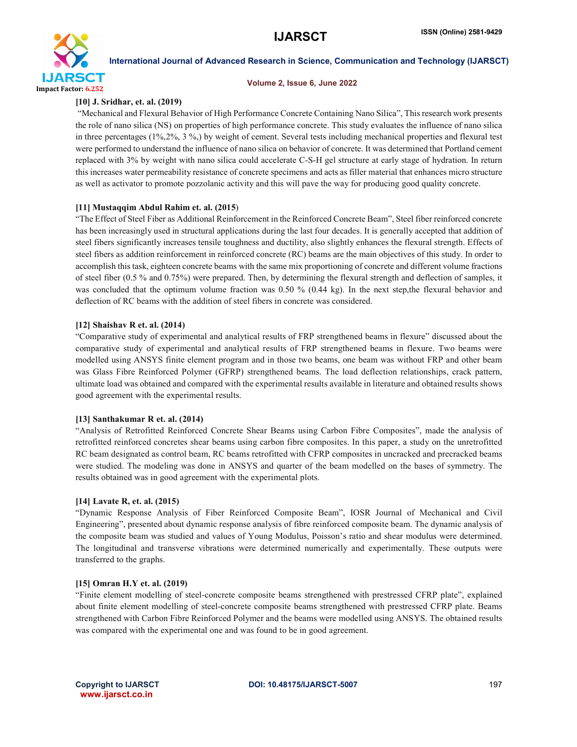**[10] J. Sridhar, et. al. (2019)**

"Mechanical and Flexural Behavior of High Performance Concrete Containing Nano Silica", This research work presents the role of nano silica (NS) on properties of high performance concrete. This study evaluates the influence of nano silica in three percentages (1%,2%, 3 %,) by weight of cement. Several tests including mechanical properties and flexural test were performed to understand the influence of nano silica on behavior of concrete. It was determined that Portland cement replaced with 3% by weight with nano silica could accelerate C-S-H gel structure at early stage of hydration. In return this increases water permeability resistance of concrete specimens and acts as filler material that enhances micro structure as well as activator to promote pozzolanic activity and this will pave the way for producing good quality concrete.

**[11] Mustaqqim Abdul Rahim et. al. (2015)**

"The Effect of Steel Fiber as Additional Reinforcement in the Reinforced Concrete Beam", Steel fiber reinforced concrete has been increasingly used in structural applications during the last four decades. It is generally accepted that addition of steel fibers significantly increases tensile toughness and ductility, also slightly enhances the flexural strength. Effects of steel fibers as addition reinforcement in reinforced concrete (RC) beams are the main objectives of this study. In order to accomplish this task, eighteen concrete beams with the same mix proportioning of concrete and different volume fractions of steel fiber (0.5 % and 0.75%) were prepared. Then, by determining the flexural strength and deflection of samples, it was concluded that the optimum volume fraction was 0.50 % (0.44 kg). In the next step,the flexural behavior and deflection of RC beams with the addition of steel fibers in concrete was considered.

**[12] Shaishav R et. al. (2014)**

"Comparative study of experimental and analytical results of FRP strengthened beams in flexure" discussed about the comparative study of experimental and analytical results of FRP strengthened beams in flexure. Two beams were modelled using ANSYS finite element program and in those two beams, one beam was without FRP and other beam was Glass Fibre Reinforced Polymer (GFRP) strengthened beams. The load deflection relationships, crack pattern, ultimate load was obtained and compared with the experimental results available in literature and obtained results shows good agreement with the experimental results.

**[13] Santhakumar R et. al. (2014)**

"Analysis of Retrofitted Reinforced Concrete Shear Beams using Carbon Fibre Composites", made the analysis of retrofitted reinforced concretes shear beams using carbon fibre composites. In this paper, a study on the unretrofitted RC beam designated as control beam, RC beams retrofitted with CFRP composites in uncracked and precracked beams were studied. The modeling was done in ANSYS and quarter of the beam modelled on the bases of symmetry. The results obtained was in good agreement with the experimental plots.

**[14] Lavate R, et. al. (2015)**

"Dynamic Response Analysis of Fiber Reinforced Composite Beam", IOSR Journal of Mechanical and Civil Engineering", presented about dynamic response analysis of fibre reinforced composite beam. The dynamic analysis of the composite beam was studied and values of Young Modulus, Poisson's ratio and shear modulus were determined. The longitudinal and transverse vibrations were determined numerically and experimentally. These outputs were transferred to the graphs.

**[15] Omran H.Y et. al. (2019)**

"Finite element modelling of steel-concrete composite beams strengthened with prestressed CFRP plate", explained about finite element modelling of steel-concrete composite beams strengthened with prestressed CFRP plate. Beams strengthened with Carbon Fibre Reinforced Polymer and the beams were modelled using ANSYS. The obtained results was compared with the experimental one and was found to be in good agreement.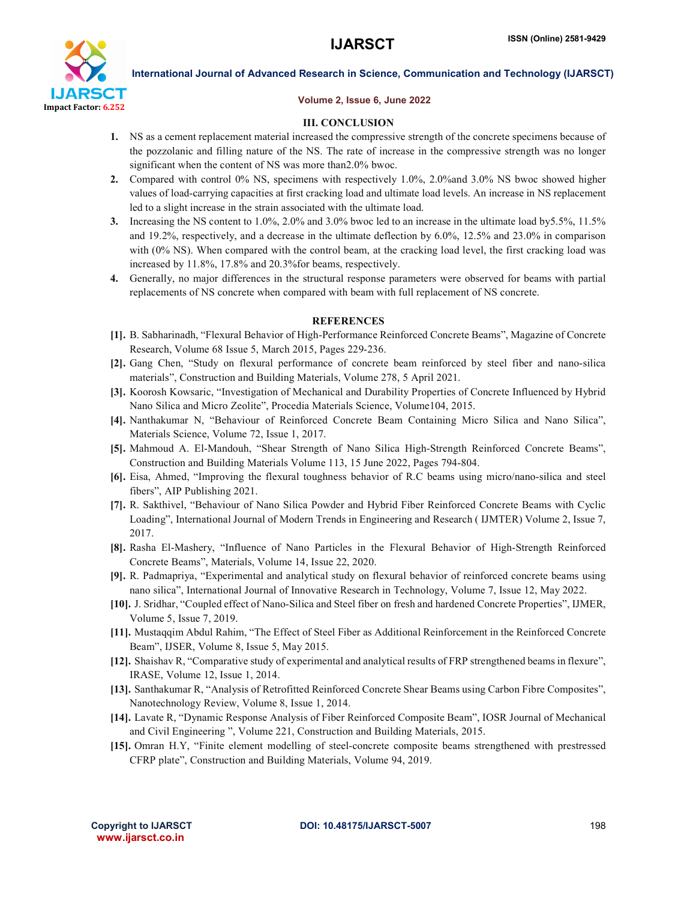## III. CONCLUSION

1. NS as a cement replacement material increased the compressive strength of the concrete specimens because of the pozzolanic and filling nature of the NS. The rate of increase in the compressive strength was no longer significant when the content of NS was more than2.0% bwoc.
2. Compared with control 0% NS, specimens with respectively 1.0%, 2.0%and 3.0% NS bwoc showed higher values of load-carrying capacities at first cracking load and ultimate load levels. An increase in NS replacement led to a slight increase in the strain associated with the ultimate load.
3. Increasing the NS content to 1.0%, 2.0% and 3.0% bwoc led to an increase in the ultimate load by5.5%, 11.5% and 19.2%, respectively, and a decrease in the ultimate deflection by 6.0%, 12.5% and 23.0% in comparison with (0% NS). When compared with the control beam, at the cracking load level, the first cracking load was increased by 11.8%, 17.8% and 20.3%for beams, respectively.
4. Generally, no major differences in the structural response parameters were observed for beams with partial replacements of NS concrete when compared with beam with full replacement of NS concrete.

## REFERENCES

[1]. B. Sabharinadh, "Flexural Behavior of High-Performance Reinforced Concrete Beams", Magazine of Concrete Research, Volume 68 Issue 5, March 2015, Pages 229-236.

[2]. Gang Chen, "Study on flexural performance of concrete beam reinforced by steel fiber and nano-silica materials", Construction and Building Materials, Volume 278, 5 April 2021.

[3]. Koorosh Kowsaric, "Investigation of Mechanical and Durability Properties of Concrete Influenced by Hybrid Nano Silica and Micro Zeolite", Procedia Materials Science, Volume104, 2015.

[4]. Nanthakumar N, "Behaviour of Reinforced Concrete Beam Containing Micro Silica and Nano Silica", Materials Science, Volume 72, Issue 1, 2017.

[5]. Mahmoud A. El-Mandouh, "Shear Strength of Nano Silica High-Strength Reinforced Concrete Beams", Construction and Building Materials Volume 113, 15 June 2022, Pages 794-804.

[6]. Eisa, Ahmed, "Improving the flexural toughness behavior of R.C beams using micro/nano-silica and steel fibers", AIP Publishing 2021.

[7]. R. Sakthivel, "Behaviour of Nano Silica Powder and Hybrid Fiber Reinforced Concrete Beams with Cyclic Loading", International Journal of Modern Trends in Engineering and Research ( IJMTER) Volume 2, Issue 7, 2017.

[8]. Rasha El-Mashery, "Influence of Nano Particles in the Flexural Behavior of High-Strength Reinforced Concrete Beams", Materials, Volume 14, Issue 22, 2020.

[9]. R. Padmapriya, "Experimental and analytical study on flexural behavior of reinforced concrete beams using nano silica", International Journal of Innovative Research in Technology, Volume 7, Issue 12, May 2022.

[10]. J. Sridhar, "Coupled effect of Nano-Silica and Steel fiber on fresh and hardened Concrete Properties", IJMER, Volume 5, Issue 7, 2019.

[11]. Mustaqqim Abdul Rahim, "The Effect of Steel Fiber as Additional Reinforcement in the Reinforced Concrete Beam", IJSER, Volume 8, Issue 5, May 2015.

[12]. Shaishav R, "Comparative study of experimental and analytical results of FRP strengthened beams in flexure", IRASE, Volume 12, Issue 1, 2014.

[13]. Santhakumar R, "Analysis of Retrofitted Reinforced Concrete Shear Beams using Carbon Fibre Composites", Nanotechnology Review, Volume 8, Issue 1, 2014.

[14]. Lavate R, "Dynamic Response Analysis of Fiber Reinforced Composite Beam", IOSR Journal of Mechanical and Civil Engineering ", Volume 221, Construction and Building Materials, 2015.

[15]. Omran H.Y, "Finite element modelling of steel-concrete composite beams strengthened with prestressed CFRP plate", Construction and Building Materials, Volume 94, 2019.